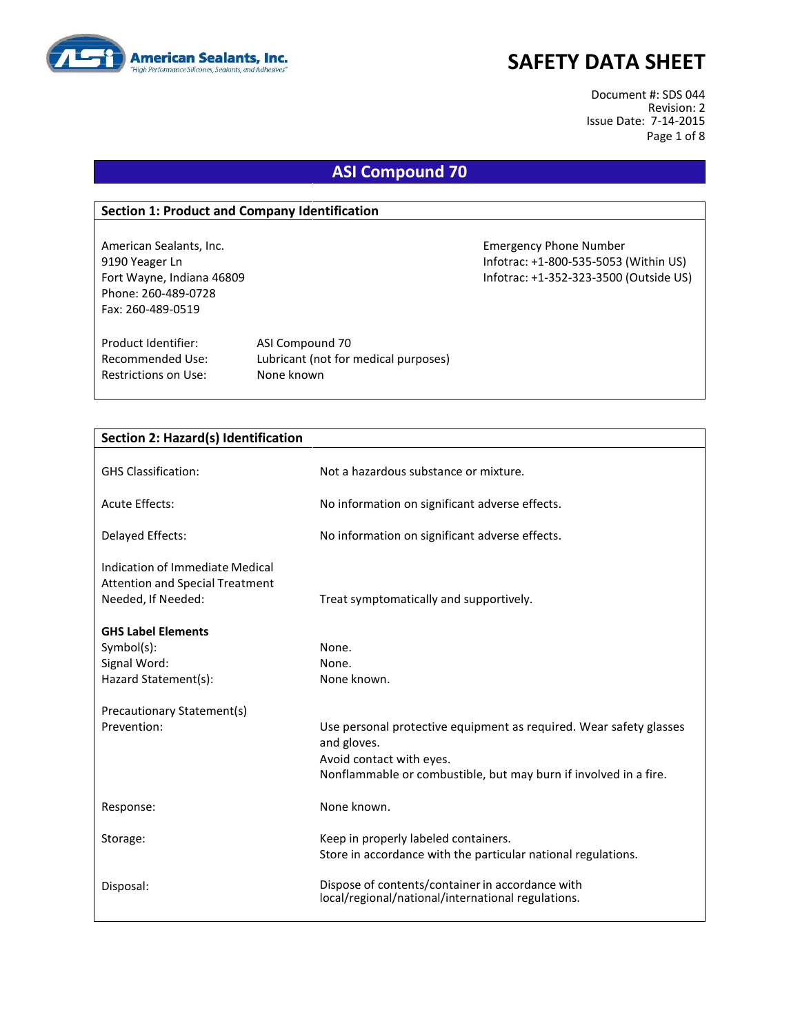American Sealants, Inc.
"High Performance Silicones, Sealants, and Adhesives"

# SAFETY DATA SHEET

Document #: SDS 044
Revision: 2
Issue Date: 7-14-2015

## ASI Compound 70

### Section 1: Product and Company Identification

American Sealants, Inc.
9190 Yeager Ln
Fort Wayne, Indiana 46809
Phone: 260-489-0728
Fax: 260-489-0519

Emergency Phone Number
Infotrac: +1-800-535-5053 (Within US)
Infotrac: +1-352-323-3500 (Outside US)

| | |
|---|---|
| Product Identifier: | ASI Compound 70 |
| Recommended Use: | Lubricant (not for medical purposes) |
| Restrictions on Use: | None known |

### Section 2: Hazard(s) Identification

| | |
|---|---|
| GHS Classification: | Not a hazardous substance or mixture. |
| Acute Effects: | No information on significant adverse effects. |
| Delayed Effects: | No information on significant adverse effects. |
| Indication of Immediate Medical Attention and Special Treatment Needed, If Needed: | Treat symptomatically and supportively. |

**GHS Label Elements**

| | |
|---|---|
| Symbol(s): | None. |
| Signal Word: | None. |
| Hazard Statement(s): | None known. |

Precautionary Statement(s)

| | |
|---|---|
| Prevention: | Use personal protective equipment as required. Wear safety glasses and gloves.<br>Avoid contact with eyes.<br>Nonflammable or combustible, but may burn if involved in a fire. |
| Response: | None known. |
| Storage: | Keep in properly labeled containers.<br>Store in accordance with the particular national regulations. |
| Disposal: | Dispose of contents/container in accordance with local/regional/national/international regulations. |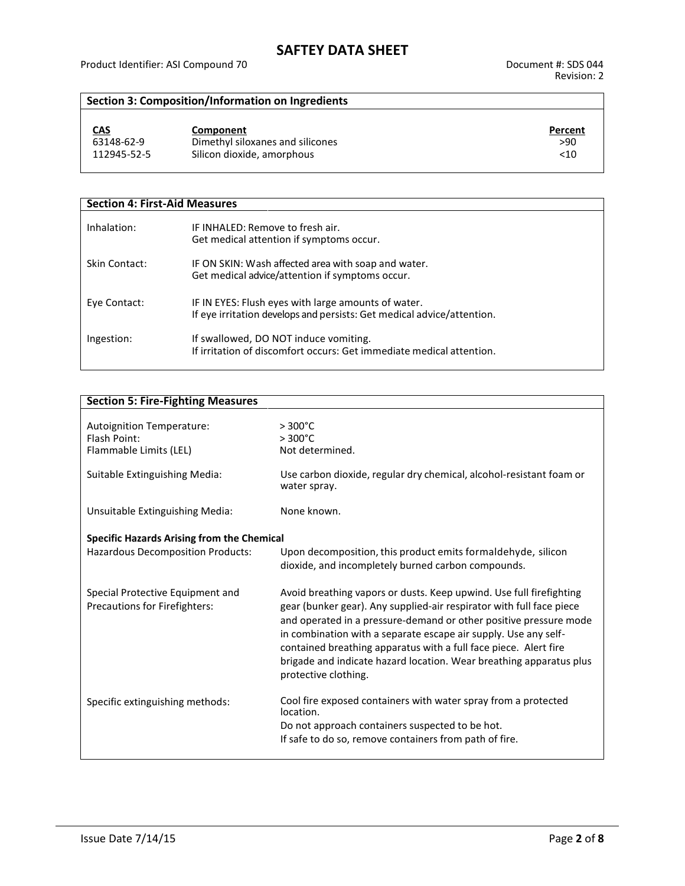## Section 3: Composition/Information on Ingredients

| CAS | Component | Percent |
|---|---|---|
| 63148-62-9 | Dimethyl siloxanes and silicones | >90 |
| 112945-52-5 | Silicon dioxide, amorphous | <10 |

## Section 4: First-Aid Measures

| | |
|---|---|
| Inhalation: | IF INHALED: Remove to fresh air.<br>Get medical attention if symptoms occur. |
| Skin Contact: | IF ON SKIN: Wash affected area with soap and water.<br>Get medical advice/attention if symptoms occur. |
| Eye Contact: | IF IN EYES: Flush eyes with large amounts of water.<br>If eye irritation develops and persists: Get medical advice/attention. |
| Ingestion: | If swallowed, DO NOT induce vomiting.<br>If irritation of discomfort occurs: Get immediate medical attention. |

## Section 5: Fire-Fighting Measures

| | |
|---|---|
| Autoignition Temperature: | > 300°C |
| Flash Point: | > 300°C |
| Flammable Limits (LEL) | Not determined. |
| Suitable Extinguishing Media: | Use carbon dioxide, regular dry chemical, alcohol-resistant foam or water spray. |
| Unsuitable Extinguishing Media: | None known. |

**Specific Hazards Arising from the Chemical**

| | |
|---|---|
| Hazardous Decomposition Products: | Upon decomposition, this product emits formaldehyde, silicon dioxide, and incompletely burned carbon compounds. |
| Special Protective Equipment and Precautions for Firefighters: | Avoid breathing vapors or dusts. Keep upwind. Use full firefighting gear (bunker gear). Any supplied-air respirator with full face piece and operated in a pressure-demand or other positive pressure mode in combination with a separate escape air supply. Use any self-contained breathing apparatus with a full face piece. Alert fire brigade and indicate hazard location. Wear breathing apparatus plus protective clothing. |
| Specific extinguishing methods: | Cool fire exposed containers with water spray from a protected location.<br>Do not approach containers suspected to be hot.<br>If safe to do so, remove containers from path of fire. |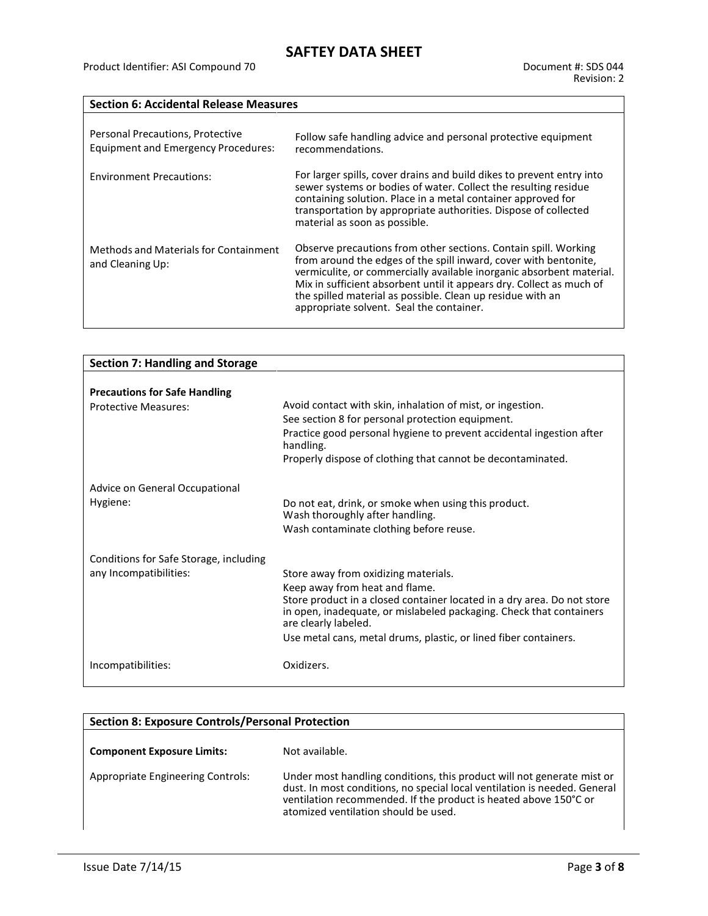## Section 6: Accidental Release Measures

| | |
|---|---|
| Personal Precautions, Protective Equipment and Emergency Procedures: | Follow safe handling advice and personal protective equipment recommendations. |
| Environment Precautions: | For larger spills, cover drains and build dikes to prevent entry into sewer systems or bodies of water. Collect the resulting residue containing solution. Place in a metal container approved for transportation by appropriate authorities. Dispose of collected material as soon as possible. |
| Methods and Materials for Containment and Cleaning Up: | Observe precautions from other sections. Contain spill. Working from around the edges of the spill inward, cover with bentonite, vermiculite, or commercially available inorganic absorbent material. Mix in sufficient absorbent until it appears dry. Collect as much of the spilled material as possible. Clean up residue with an appropriate solvent. Seal the container. |

## Section 7: Handling and Storage

**Precautions for Safe Handling**

| | |
|---|---|
| Protective Measures: | Avoid contact with skin, inhalation of mist, or ingestion.<br>See section 8 for personal protection equipment.<br>Practice good personal hygiene to prevent accidental ingestion after handling.<br>Properly dispose of clothing that cannot be decontaminated. |
| Advice on General Occupational Hygiene: | Do not eat, drink, or smoke when using this product.<br>Wash thoroughly after handling.<br>Wash contaminate clothing before reuse. |
| Conditions for Safe Storage, including any Incompatibilities: | Store away from oxidizing materials.<br>Keep away from heat and flame.<br>Store product in a closed container located in a dry area. Do not store in open, inadequate, or mislabeled packaging. Check that containers are clearly labeled.<br>Use metal cans, metal drums, plastic, or lined fiber containers. |
| Incompatibilities: | Oxidizers. |

## Section 8: Exposure Controls/Personal Protection

| | |
|---|---|
| **Component Exposure Limits:** | Not available. |
| Appropriate Engineering Controls: | Under most handling conditions, this product will not generate mist or dust. In most conditions, no special local ventilation is needed. General ventilation recommended. If the product is heated above 150°C or atomized ventilation should be used. |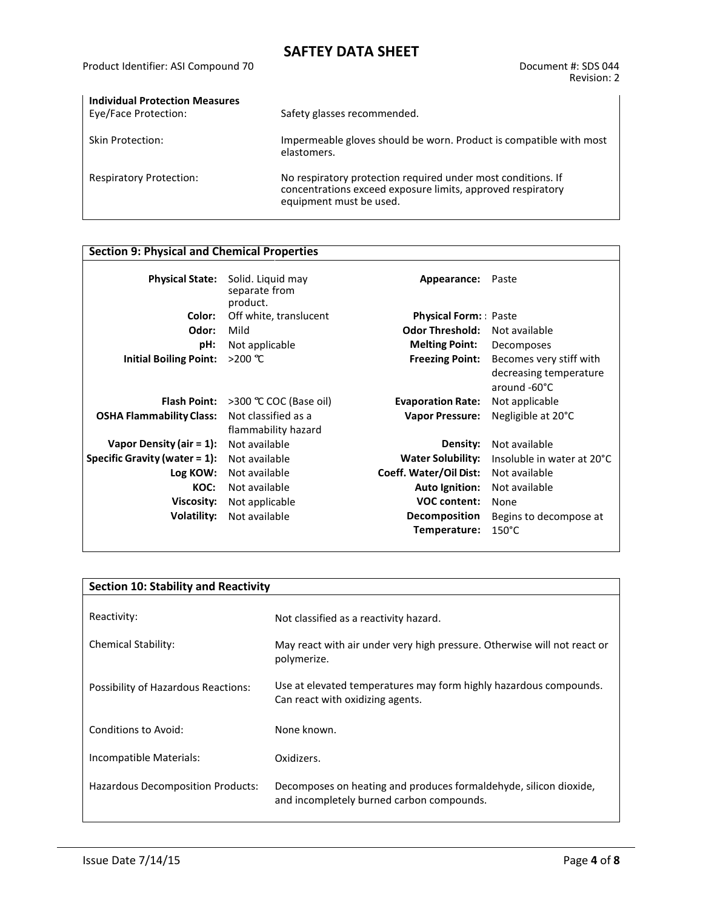**Individual Protection Measures**

| | |
|---|---|
| Eye/Face Protection: | Safety glasses recommended. |
| Skin Protection: | Impermeable gloves should be worn. Product is compatible with most elastomers. |
| Respiratory Protection: | No respiratory protection required under most conditions. If concentrations exceed exposure limits, approved respiratory equipment must be used. |

## Section 9: Physical and Chemical Properties

| | | | |
|---|---|---|---|
| **Physical State:** | Solid. Liquid may separate from product. | **Appearance:** | Paste |
| **Color:** | Off white, translucent | **Physical Form:** | Paste |
| **Odor:** | Mild | **Odor Threshold:** | Not available |
| **pH:** | Not applicable | **Melting Point:** | Decomposes |
| **Initial Boiling Point:** | >200 ℃ | **Freezing Point:** | Becomes very stiff with decreasing temperature around -60°C |
| **Flash Point:** | >300 ℃ COC (Base oil) | **Evaporation Rate:** | Not applicable |
| **OSHA Flammability Class:** | Not classified as a flammability hazard | **Vapor Pressure:** | Negligible at 20°C |
| **Vapor Density (air = 1):** | Not available | **Density:** | Not available |
| **Specific Gravity (water = 1):** | Not available | **Water Solubility:** | Insoluble in water at 20°C |
| **Log KOW:** | Not available | **Coeff. Water/Oil Dist:** | Not available |
| **KOC:** | Not available | **Auto Ignition:** | Not available |
| **Viscosity:** | Not applicable | **VOC content:** | None |
| **Volatility:** | Not available | **Decomposition Temperature:** | Begins to decompose at 150°C |

## Section 10: Stability and Reactivity

| | |
|---|---|
| Reactivity: | Not classified as a reactivity hazard. |
| Chemical Stability: | May react with air under very high pressure. Otherwise will not react or polymerize. |
| Possibility of Hazardous Reactions: | Use at elevated temperatures may form highly hazardous compounds. Can react with oxidizing agents. |
| Conditions to Avoid: | None known. |
| Incompatible Materials: | Oxidizers. |
| Hazardous Decomposition Products: | Decomposes on heating and produces formaldehyde, silicon dioxide, and incompletely burned carbon compounds. |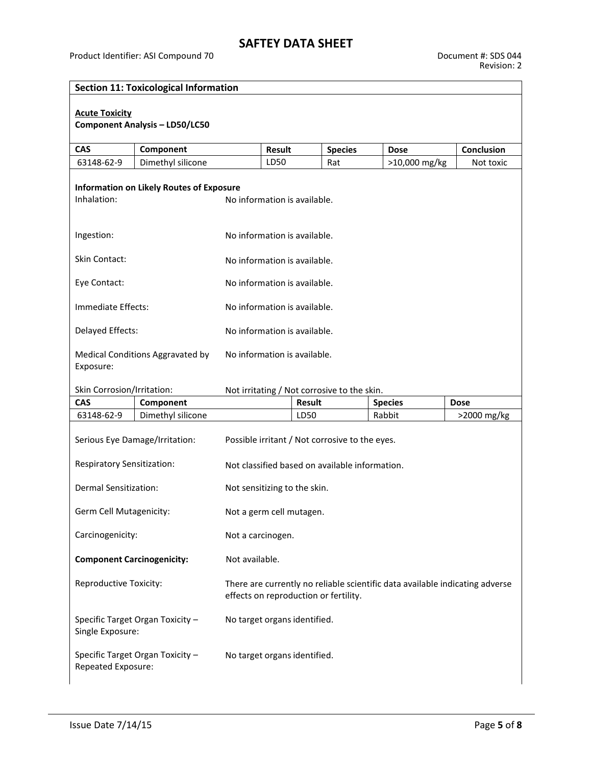## Section 11: Toxicological Information

**Acute Toxicity**

**Component Analysis – LD50/LC50**

| CAS | Component | Result | Species | Dose | Conclusion |
|---|---|---|---|---|---|
| 63148-62-9 | Dimethyl silicone | LD50 | Rat | >10,000 mg/kg | Not toxic |

**Information on Likely Routes of Exposure**

Inhalation: No information is available.

Ingestion: No information is available.

Skin Contact: No information is available.

Eye Contact: No information is available.

Immediate Effects: No information is available.

Delayed Effects: No information is available.

Medical Conditions Aggravated by Exposure: No information is available.

Skin Corrosion/Irritation: Not irritating / Not corrosive to the skin.

| CAS | Component | Result | Species | Dose |
|---|---|---|---|---|
| 63148-62-9 | Dimethyl silicone | LD50 | Rabbit | >2000 mg/kg |

Serious Eye Damage/Irritation: Possible irritant / Not corrosive to the eyes.

Respiratory Sensitization: Not classified based on available information.

Dermal Sensitization: Not sensitizing to the skin.

Germ Cell Mutagenicity: Not a germ cell mutagen.

Carcinogenicity: Not a carcinogen.

**Component Carcinogenicity:** Not available.

Reproductive Toxicity: There are currently no reliable scientific data available indicating adverse effects on reproduction or fertility.

Specific Target Organ Toxicity – Single Exposure: No target organs identified.

Specific Target Organ Toxicity – Repeated Exposure: No target organs identified.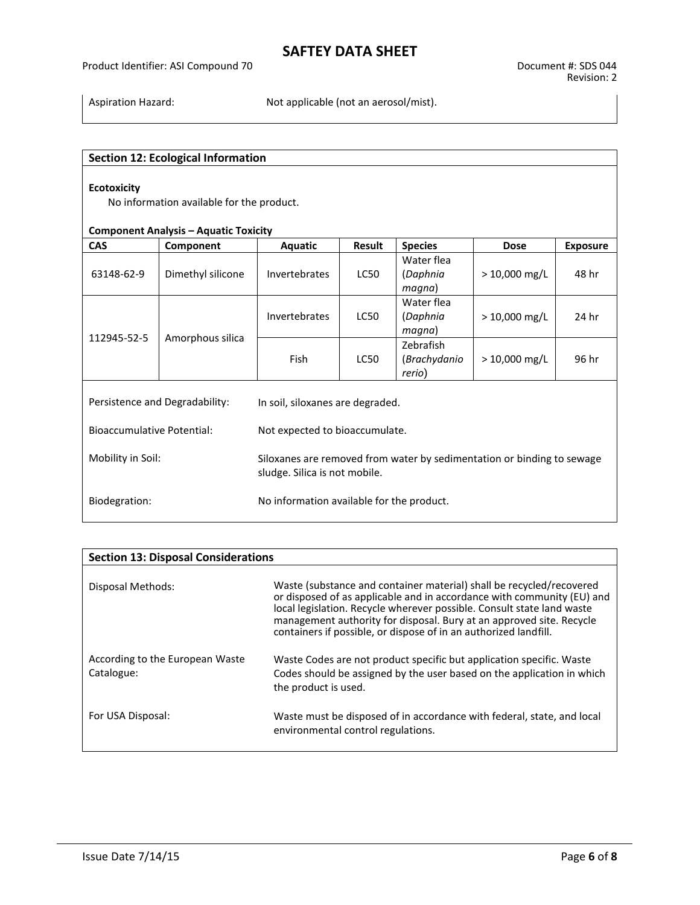Aspiration Hazard: Not applicable (not an aerosol/mist).

## Section 12: Ecological Information

**Ecotoxicity**

No information available for the product.

**Component Analysis – Aquatic Toxicity**

| CAS | Component | Aquatic | Result | Species | Dose | Exposure |
|---|---|---|---|---|---|---|
| 63148-62-9 | Dimethyl silicone | Invertebrates | LC50 | Water flea (*Daphnia magna*) | > 10,000 mg/L | 48 hr |
| 112945-52-5 | Amorphous silica | Invertebrates | LC50 | Water flea (*Daphnia magna*) | > 10,000 mg/L | 24 hr |
| | | Fish | LC50 | Zebrafish (*Brachydanio rerio*) | > 10,000 mg/L | 96 hr |

Persistence and Degradability: In soil, siloxanes are degraded.

Bioaccumulative Potential: Not expected to bioaccumulate.

Mobility in Soil: Siloxanes are removed from water by sedimentation or binding to sewage sludge. Silica is not mobile.

Biodegration: No information available for the product.

## Section 13: Disposal Considerations

Disposal Methods: Waste (substance and container material) shall be recycled/recovered or disposed of as applicable and in accordance with community (EU) and local legislation. Recycle wherever possible. Consult state land waste management authority for disposal. Bury at an approved site. Recycle containers if possible, or dispose of in an authorized landfill.

According to the European Waste Catalogue: Waste Codes are not product specific but application specific. Waste Codes should be assigned by the user based on the application in which the product is used.

For USA Disposal: Waste must be disposed of in accordance with federal, state, and local environmental control regulations.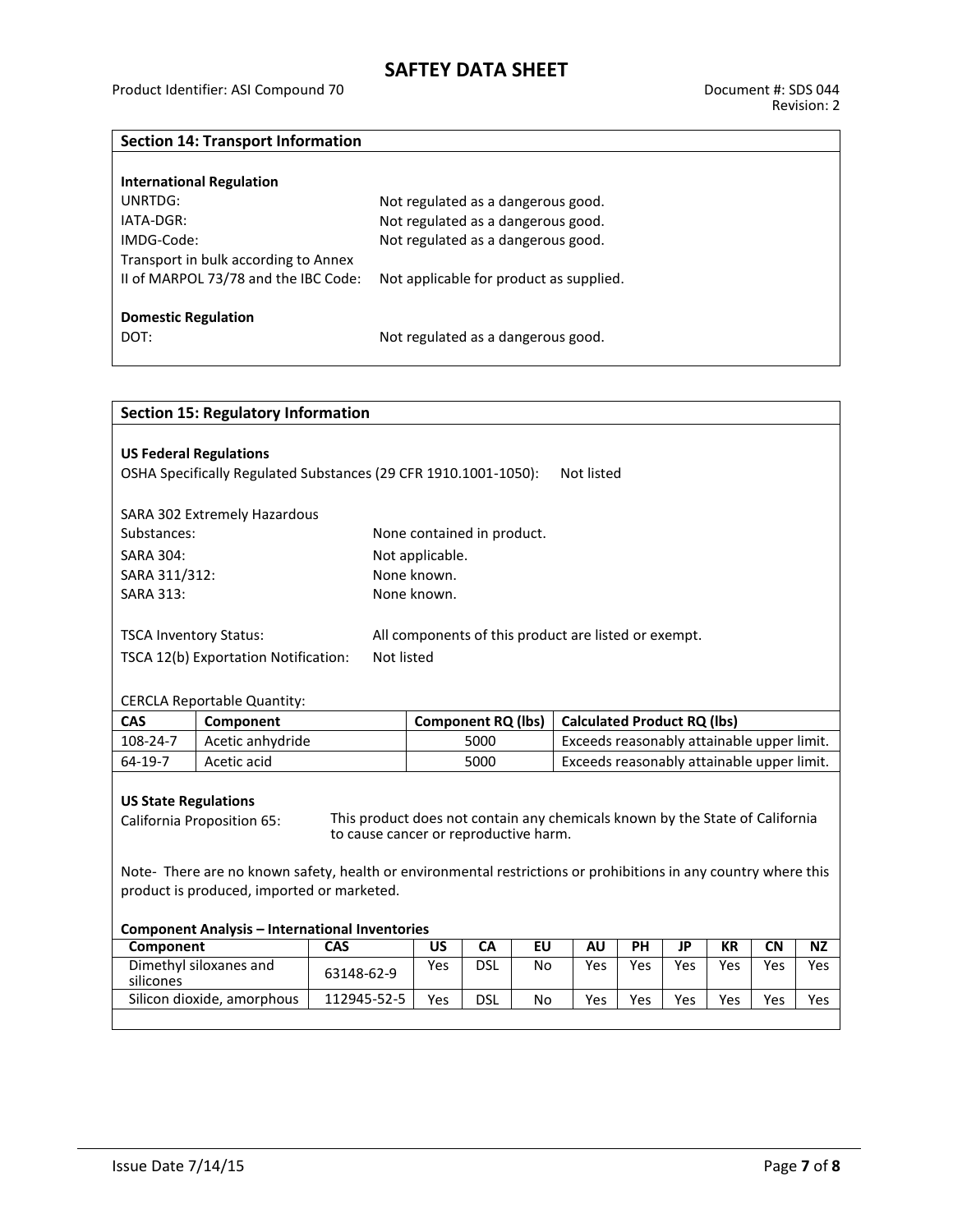## Section 14: Transport Information

**International Regulation**

UNRTDG: Not regulated as a dangerous good.

IATA-DGR: Not regulated as a dangerous good.

IMDG-Code: Not regulated as a dangerous good.

Transport in bulk according to Annex II of MARPOL 73/78 and the IBC Code: Not applicable for product as supplied.

**Domestic Regulation**

DOT: Not regulated as a dangerous good.

## Section 15: Regulatory Information

**US Federal Regulations**

OSHA Specifically Regulated Substances (29 CFR 1910.1001-1050): Not listed

SARA 302 Extremely Hazardous Substances: None contained in product.

SARA 304: Not applicable.

SARA 311/312: None known.

SARA 313: None known.

TSCA Inventory Status: All components of this product are listed or exempt.

TSCA 12(b) Exportation Notification: Not listed

CERCLA Reportable Quantity:

| CAS | Component | Component RQ (lbs) | Calculated Product RQ (lbs) |
|---|---|---|---|
| 108-24-7 | Acetic anhydride | 5000 | Exceeds reasonably attainable upper limit. |
| 64-19-7 | Acetic acid | 5000 | Exceeds reasonably attainable upper limit. |

**US State Regulations**

California Proposition 65: This product does not contain any chemicals known by the State of California to cause cancer or reproductive harm.

Note- There are no known safety, health or environmental restrictions or prohibitions in any country where this product is produced, imported or marketed.

**Component Analysis – International Inventories**

| Component | CAS | US | CA | EU | AU | PH | JP | KR | CN | NZ |
|---|---|---|---|---|---|---|---|---|---|---|
| Dimethyl siloxanes and silicones | 63148-62-9 | Yes | DSL | No | Yes | Yes | Yes | Yes | Yes | Yes |
| Silicon dioxide, amorphous | 112945-52-5 | Yes | DSL | No | Yes | Yes | Yes | Yes | Yes | Yes |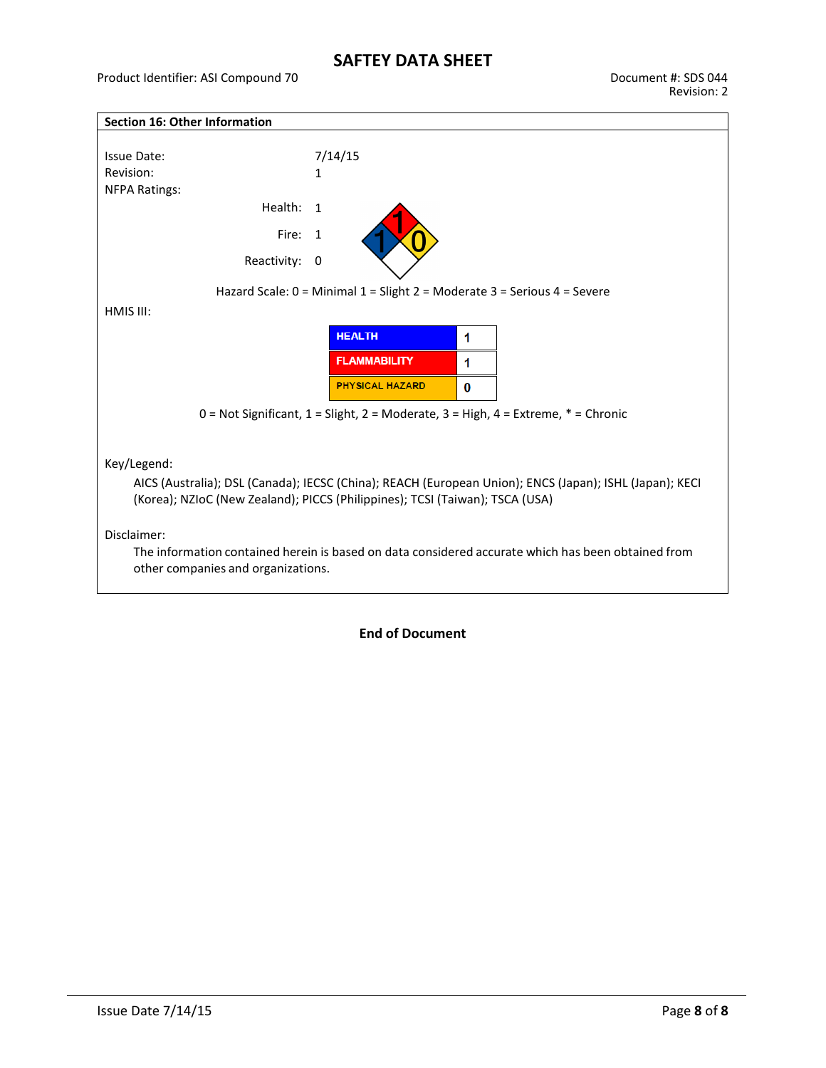# SAFTEY DATA SHEET

Product Identifier: ASI Compound 70

Document #: SDS 044
Revision: 2

## Section 16: Other Information

Issue Date: 7/14/15
Revision: 1
NFPA Ratings:

Health: 1
Fire: 1
Reactivity: 0

Hazard Scale: 0 = Minimal 1 = Slight 2 = Moderate 3 = Serious 4 = Severe

HMIS III:

| | |
|---|---|
| HEALTH | 1 |
| FLAMMABILITY | 1 |
| PHYSICAL HAZARD | 0 |

0 = Not Significant, 1 = Slight, 2 = Moderate, 3 = High, 4 = Extreme, * = Chronic

Key/Legend:

AICS (Australia); DSL (Canada); IECSC (China); REACH (European Union); ENCS (Japan); ISHL (Japan); KECI (Korea); NZIoC (New Zealand); PICCS (Philippines); TCSI (Taiwan); TSCA (USA)

Disclaimer:

The information contained herein is based on data considered accurate which has been obtained from other companies and organizations.

**End of Document**